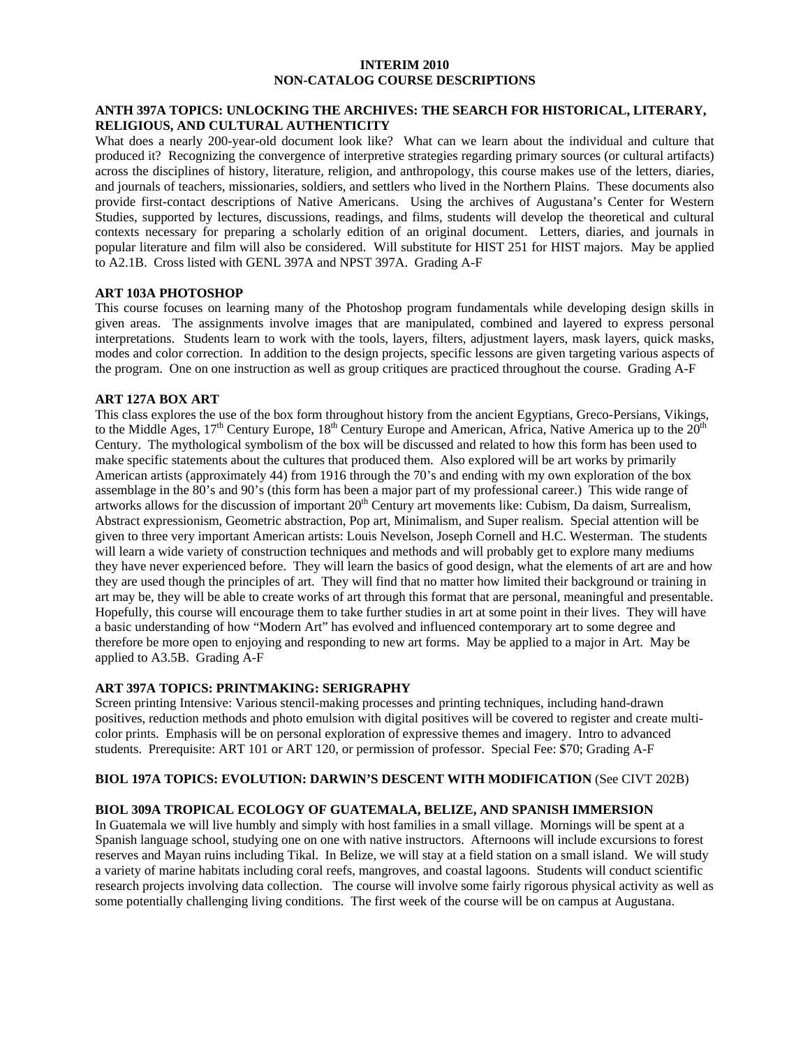# INTERIM 2010
# NON-CATALOG COURSE DESCRIPTIONS

### ANTH 397A TOPICS: UNLOCKING THE ARCHIVES: THE SEARCH FOR HISTORICAL, LITERARY, RELIGIOUS, AND CULTURAL AUTHENTICITY

What does a nearly 200-year-old document look like? What can we learn about the individual and culture that produced it? Recognizing the convergence of interpretive strategies regarding primary sources (or cultural artifacts) across the disciplines of history, literature, religion, and anthropology, this course makes use of the letters, diaries, and journals of teachers, missionaries, soldiers, and settlers who lived in the Northern Plains. These documents also provide first-contact descriptions of Native Americans. Using the archives of Augustana's Center for Western Studies, supported by lectures, discussions, readings, and films, students will develop the theoretical and cultural contexts necessary for preparing a scholarly edition of an original document. Letters, diaries, and journals in popular literature and film will also be considered. Will substitute for HIST 251 for HIST majors. May be applied to A2.1B. Cross listed with GENL 397A and NPST 397A. Grading A-F

### ART 103A PHOTOSHOP

This course focuses on learning many of the Photoshop program fundamentals while developing design skills in given areas. The assignments involve images that are manipulated, combined and layered to express personal interpretations. Students learn to work with the tools, layers, filters, adjustment layers, mask layers, quick masks, modes and color correction. In addition to the design projects, specific lessons are given targeting various aspects of the program. One on one instruction as well as group critiques are practiced throughout the course. Grading A-F

### ART 127A BOX ART

This class explores the use of the box form throughout history from the ancient Egyptians, Greco-Persians, Vikings, to the Middle Ages, 17th Century Europe, 18th Century Europe and American, Africa, Native America up to the 20th Century. The mythological symbolism of the box will be discussed and related to how this form has been used to make specific statements about the cultures that produced them. Also explored will be art works by primarily American artists (approximately 44) from 1916 through the 70's and ending with my own exploration of the box assemblage in the 80's and 90's (this form has been a major part of my professional career.) This wide range of artworks allows for the discussion of important 20th Century art movements like: Cubism, Da daism, Surrealism, Abstract expressionism, Geometric abstraction, Pop art, Minimalism, and Super realism. Special attention will be given to three very important American artists: Louis Nevelson, Joseph Cornell and H.C. Westerman. The students will learn a wide variety of construction techniques and methods and will probably get to explore many mediums they have never experienced before. They will learn the basics of good design, what the elements of art are and how they are used though the principles of art. They will find that no matter how limited their background or training in art may be, they will be able to create works of art through this format that are personal, meaningful and presentable. Hopefully, this course will encourage them to take further studies in art at some point in their lives. They will have a basic understanding of how "Modern Art" has evolved and influenced contemporary art to some degree and therefore be more open to enjoying and responding to new art forms. May be applied to a major in Art. May be applied to A3.5B. Grading A-F

### ART 397A TOPICS: PRINTMAKING: SERIGRAPHY

Screen printing Intensive: Various stencil-making processes and printing techniques, including hand-drawn positives, reduction methods and photo emulsion with digital positives will be covered to register and create multi-color prints. Emphasis will be on personal exploration of expressive themes and imagery. Intro to advanced students. Prerequisite: ART 101 or ART 120, or permission of professor. Special Fee: $70; Grading A-F

### BIOL 197A TOPICS: EVOLUTION: DARWIN'S DESCENT WITH MODIFICATION (See CIVT 202B)

### BIOL 309A TROPICAL ECOLOGY OF GUATEMALA, BELIZE, AND SPANISH IMMERSION

In Guatemala we will live humbly and simply with host families in a small village. Mornings will be spent at a Spanish language school, studying one on one with native instructors. Afternoons will include excursions to forest reserves and Mayan ruins including Tikal. In Belize, we will stay at a field station on a small island. We will study a variety of marine habitats including coral reefs, mangroves, and coastal lagoons. Students will conduct scientific research projects involving data collection. The course will involve some fairly rigorous physical activity as well as some potentially challenging living conditions. The first week of the course will be on campus at Augustana.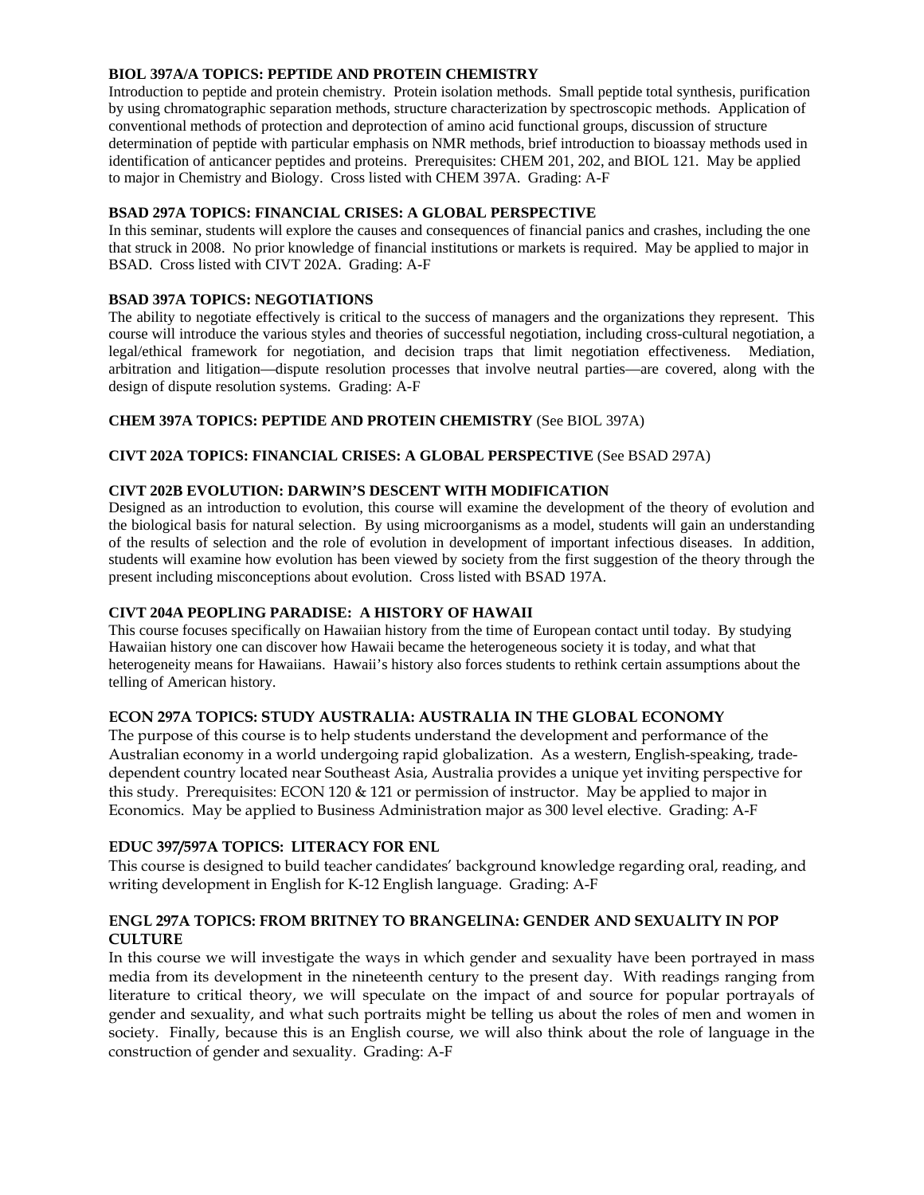**BIOL 397A/A TOPICS: PEPTIDE AND PROTEIN CHEMISTRY**
Introduction to peptide and protein chemistry. Protein isolation methods. Small peptide total synthesis, purification by using chromatographic separation methods, structure characterization by spectroscopic methods. Application of conventional methods of protection and deprotection of amino acid functional groups, discussion of structure determination of peptide with particular emphasis on NMR methods, brief introduction to bioassay methods used in identification of anticancer peptides and proteins. Prerequisites: CHEM 201, 202, and BIOL 121. May be applied to major in Chemistry and Biology. Cross listed with CHEM 397A. Grading: A-F

**BSAD 297A TOPICS: FINANCIAL CRISES: A GLOBAL PERSPECTIVE**
In this seminar, students will explore the causes and consequences of financial panics and crashes, including the one that struck in 2008. No prior knowledge of financial institutions or markets is required. May be applied to major in BSAD. Cross listed with CIVT 202A. Grading: A-F

**BSAD 397A TOPICS: NEGOTIATIONS**
The ability to negotiate effectively is critical to the success of managers and the organizations they represent. This course will introduce the various styles and theories of successful negotiation, including cross-cultural negotiation, a legal/ethical framework for negotiation, and decision traps that limit negotiation effectiveness. Mediation, arbitration and litigation—dispute resolution processes that involve neutral parties—are covered, along with the design of dispute resolution systems. Grading: A-F

**CHEM 397A TOPICS: PEPTIDE AND PROTEIN CHEMISTRY** (See BIOL 397A)

**CIVT 202A TOPICS: FINANCIAL CRISES: A GLOBAL PERSPECTIVE** (See BSAD 297A)

**CIVT 202B EVOLUTION: DARWIN'S DESCENT WITH MODIFICATION**
Designed as an introduction to evolution, this course will examine the development of the theory of evolution and the biological basis for natural selection. By using microorganisms as a model, students will gain an understanding of the results of selection and the role of evolution in development of important infectious diseases. In addition, students will examine how evolution has been viewed by society from the first suggestion of the theory through the present including misconceptions about evolution. Cross listed with BSAD 197A.

**CIVT 204A PEOPLING PARADISE: A HISTORY OF HAWAII**
This course focuses specifically on Hawaiian history from the time of European contact until today. By studying Hawaiian history one can discover how Hawaii became the heterogeneous society it is today, and what that heterogeneity means for Hawaiians. Hawaii's history also forces students to rethink certain assumptions about the telling of American history.

**ECON 297A TOPICS: STUDY AUSTRALIA: AUSTRALIA IN THE GLOBAL ECONOMY**
The purpose of this course is to help students understand the development and performance of the Australian economy in a world undergoing rapid globalization. As a western, English-speaking, trade-dependent country located near Southeast Asia, Australia provides a unique yet inviting perspective for this study. Prerequisites: ECON 120 & 121 or permission of instructor. May be applied to major in Economics. May be applied to Business Administration major as 300 level elective. Grading: A-F

**EDUC 397/597A TOPICS: LITERACY FOR ENL**
This course is designed to build teacher candidates' background knowledge regarding oral, reading, and writing development in English for K-12 English language. Grading: A-F

**ENGL 297A TOPICS: FROM BRITNEY TO BRANGELINA: GENDER AND SEXUALITY IN POP CULTURE**
In this course we will investigate the ways in which gender and sexuality have been portrayed in mass media from its development in the nineteenth century to the present day. With readings ranging from literature to critical theory, we will speculate on the impact of and source for popular portrayals of gender and sexuality, and what such portraits might be telling us about the roles of men and women in society. Finally, because this is an English course, we will also think about the role of language in the construction of gender and sexuality. Grading: A-F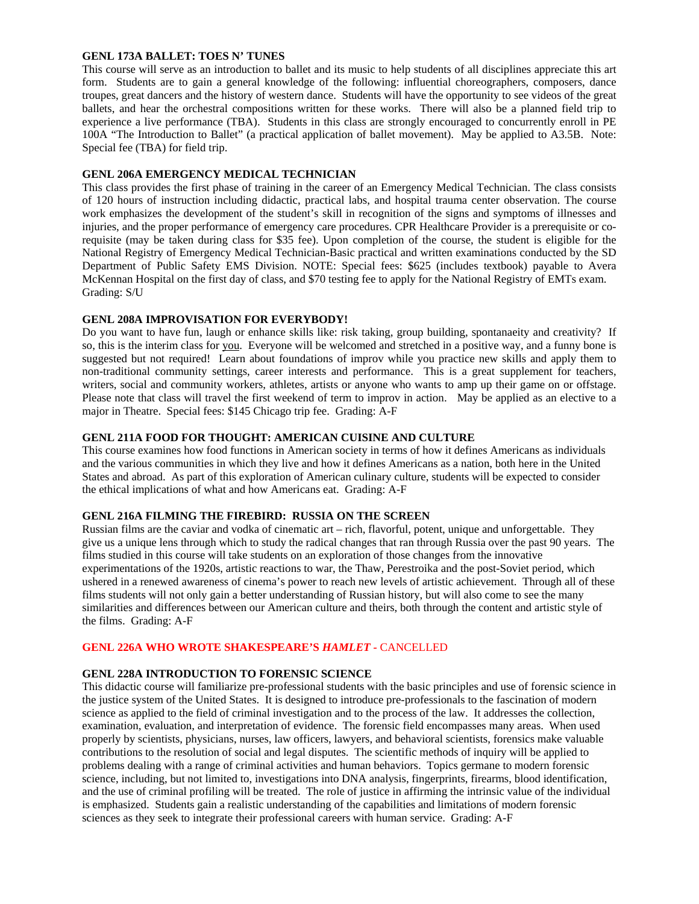**GENL 173A BALLET: TOES N' TUNES**

This course will serve as an introduction to ballet and its music to help students of all disciplines appreciate this art form. Students are to gain a general knowledge of the following: influential choreographers, composers, dance troupes, great dancers and the history of western dance. Students will have the opportunity to see videos of the great ballets, and hear the orchestral compositions written for these works. There will also be a planned field trip to experience a live performance (TBA). Students in this class are strongly encouraged to concurrently enroll in PE 100A "The Introduction to Ballet" (a practical application of ballet movement). May be applied to A3.5B. Note: Special fee (TBA) for field trip.

**GENL 206A EMERGENCY MEDICAL TECHNICIAN**

This class provides the first phase of training in the career of an Emergency Medical Technician. The class consists of 120 hours of instruction including didactic, practical labs, and hospital trauma center observation. The course work emphasizes the development of the student's skill in recognition of the signs and symptoms of illnesses and injuries, and the proper performance of emergency care procedures. CPR Healthcare Provider is a prerequisite or co-requisite (may be taken during class for $35 fee). Upon completion of the course, the student is eligible for the National Registry of Emergency Medical Technician-Basic practical and written examinations conducted by the SD Department of Public Safety EMS Division. NOTE: Special fees: $625 (includes textbook) payable to Avera McKennan Hospital on the first day of class, and $70 testing fee to apply for the National Registry of EMTs exam. Grading: S/U

**GENL 208A IMPROVISATION FOR EVERYBODY!**

Do you want to have fun, laugh or enhance skills like: risk taking, group building, spontanaeity and creativity? If so, this is the interim class for <u>you</u>. Everyone will be welcomed and stretched in a positive way, and a funny bone is suggested but not required! Learn about foundations of improv while you practice new skills and apply them to non-traditional community settings, career interests and performance. This is a great supplement for teachers, writers, social and community workers, athletes, artists or anyone who wants to amp up their game on or offstage. Please note that class will travel the first weekend of term to improv in action. May be applied as an elective to a major in Theatre. Special fees: $145 Chicago trip fee. Grading: A-F

**GENL 211A FOOD FOR THOUGHT: AMERICAN CUISINE AND CULTURE**

This course examines how food functions in American society in terms of how it defines Americans as individuals and the various communities in which they live and how it defines Americans as a nation, both here in the United States and abroad. As part of this exploration of American culinary culture, students will be expected to consider the ethical implications of what and how Americans eat. Grading: A-F

**GENL 216A FILMING THE FIREBIRD: RUSSIA ON THE SCREEN**

Russian films are the caviar and vodka of cinematic art – rich, flavorful, potent, unique and unforgettable. They give us a unique lens through which to study the radical changes that ran through Russia over the past 90 years. The films studied in this course will take students on an exploration of those changes from the innovative experimentations of the 1920s, artistic reactions to war, the Thaw, Perestroika and the post-Soviet period, which ushered in a renewed awareness of cinema's power to reach new levels of artistic achievement. Through all of these films students will not only gain a better understanding of Russian history, but will also come to see the many similarities and differences between our American culture and theirs, both through the content and artistic style of the films. Grading: A-F

**GENL 226A WHO WROTE SHAKESPEARE'S *HAMLET* -** CANCELLED

**GENL 228A INTRODUCTION TO FORENSIC SCIENCE**

This didactic course will familiarize pre-professional students with the basic principles and use of forensic science in the justice system of the United States. It is designed to introduce pre-professionals to the fascination of modern science as applied to the field of criminal investigation and to the process of the law. It addresses the collection, examination, evaluation, and interpretation of evidence. The forensic field encompasses many areas. When used properly by scientists, physicians, nurses, law officers, lawyers, and behavioral scientists, forensics make valuable contributions to the resolution of social and legal disputes. The scientific methods of inquiry will be applied to problems dealing with a range of criminal activities and human behaviors. Topics germane to modern forensic science, including, but not limited to, investigations into DNA analysis, fingerprints, firearms, blood identification, and the use of criminal profiling will be treated. The role of justice in affirming the intrinsic value of the individual is emphasized. Students gain a realistic understanding of the capabilities and limitations of modern forensic sciences as they seek to integrate their professional careers with human service. Grading: A-F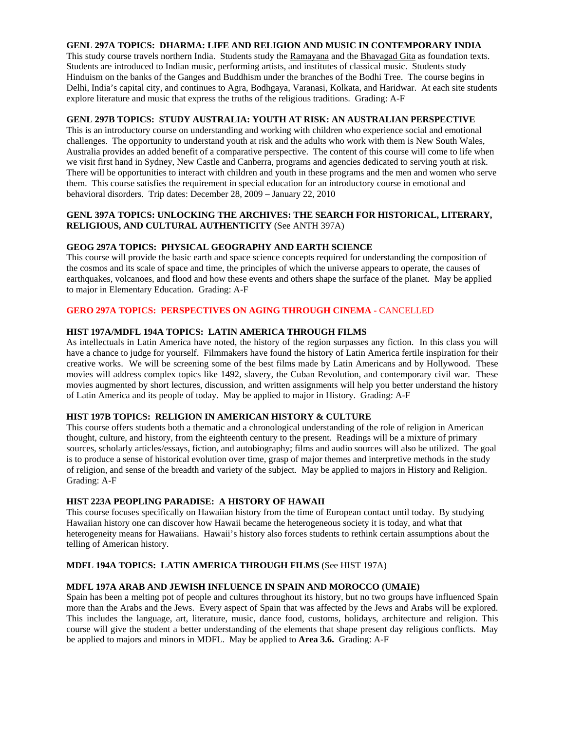**GENL 297A TOPICS: DHARMA: LIFE AND RELIGION AND MUSIC IN CONTEMPORARY INDIA**
This study course travels northern India. Students study the Ramayana and the Bhavagad Gita as foundation texts. Students are introduced to Indian music, performing artists, and institutes of classical music. Students study Hinduism on the banks of the Ganges and Buddhism under the branches of the Bodhi Tree. The course begins in Delhi, India's capital city, and continues to Agra, Bodhgaya, Varanasi, Kolkata, and Haridwar. At each site students explore literature and music that express the truths of the religious traditions. Grading: A-F

**GENL 297B TOPICS: STUDY AUSTRALIA: YOUTH AT RISK: AN AUSTRALIAN PERSPECTIVE**
This is an introductory course on understanding and working with children who experience social and emotional challenges. The opportunity to understand youth at risk and the adults who work with them is New South Wales, Australia provides an added benefit of a comparative perspective. The content of this course will come to life when we visit first hand in Sydney, New Castle and Canberra, programs and agencies dedicated to serving youth at risk. There will be opportunities to interact with children and youth in these programs and the men and women who serve them. This course satisfies the requirement in special education for an introductory course in emotional and behavioral disorders. Trip dates: December 28, 2009 – January 22, 2010

**GENL 397A TOPICS: UNLOCKING THE ARCHIVES: THE SEARCH FOR HISTORICAL, LITERARY, RELIGIOUS, AND CULTURAL AUTHENTICITY** (See ANTH 397A)

**GEOG 297A TOPICS: PHYSICAL GEOGRAPHY AND EARTH SCIENCE**
This course will provide the basic earth and space science concepts required for understanding the composition of the cosmos and its scale of space and time, the principles of which the universe appears to operate, the causes of earthquakes, volcanoes, and flood and how these events and others shape the surface of the planet. May be applied to major in Elementary Education. Grading: A-F

**GERO 297A TOPICS: PERSPECTIVES ON AGING THROUGH CINEMA -** CANCELLED

**HIST 197A/MDFL 194A TOPICS: LATIN AMERICA THROUGH FILMS**
As intellectuals in Latin America have noted, the history of the region surpasses any fiction. In this class you will have a chance to judge for yourself. Filmmakers have found the history of Latin America fertile inspiration for their creative works. We will be screening some of the best films made by Latin Americans and by Hollywood. These movies will address complex topics like 1492, slavery, the Cuban Revolution, and contemporary civil war. These movies augmented by short lectures, discussion, and written assignments will help you better understand the history of Latin America and its people of today. May be applied to major in History. Grading: A-F

**HIST 197B TOPICS: RELIGION IN AMERICAN HISTORY & CULTURE**
This course offers students both a thematic and a chronological understanding of the role of religion in American thought, culture, and history, from the eighteenth century to the present. Readings will be a mixture of primary sources, scholarly articles/essays, fiction, and autobiography; films and audio sources will also be utilized. The goal is to produce a sense of historical evolution over time, grasp of major themes and interpretive methods in the study of religion, and sense of the breadth and variety of the subject. May be applied to majors in History and Religion. Grading: A-F

**HIST 223A PEOPLING PARADISE: A HISTORY OF HAWAII**
This course focuses specifically on Hawaiian history from the time of European contact until today. By studying Hawaiian history one can discover how Hawaii became the heterogeneous society it is today, and what that heterogeneity means for Hawaiians. Hawaii's history also forces students to rethink certain assumptions about the telling of American history.

**MDFL 194A TOPICS: LATIN AMERICA THROUGH FILMS** (See HIST 197A)

**MDFL 197A ARAB AND JEWISH INFLUENCE IN SPAIN AND MOROCCO (UMAIE)**
Spain has been a melting pot of people and cultures throughout its history, but no two groups have influenced Spain more than the Arabs and the Jews. Every aspect of Spain that was affected by the Jews and Arabs will be explored. This includes the language, art, literature, music, dance food, customs, holidays, architecture and religion. This course will give the student a better understanding of the elements that shape present day religious conflicts. May be applied to majors and minors in MDFL. May be applied to **Area 3.6.** Grading: A-F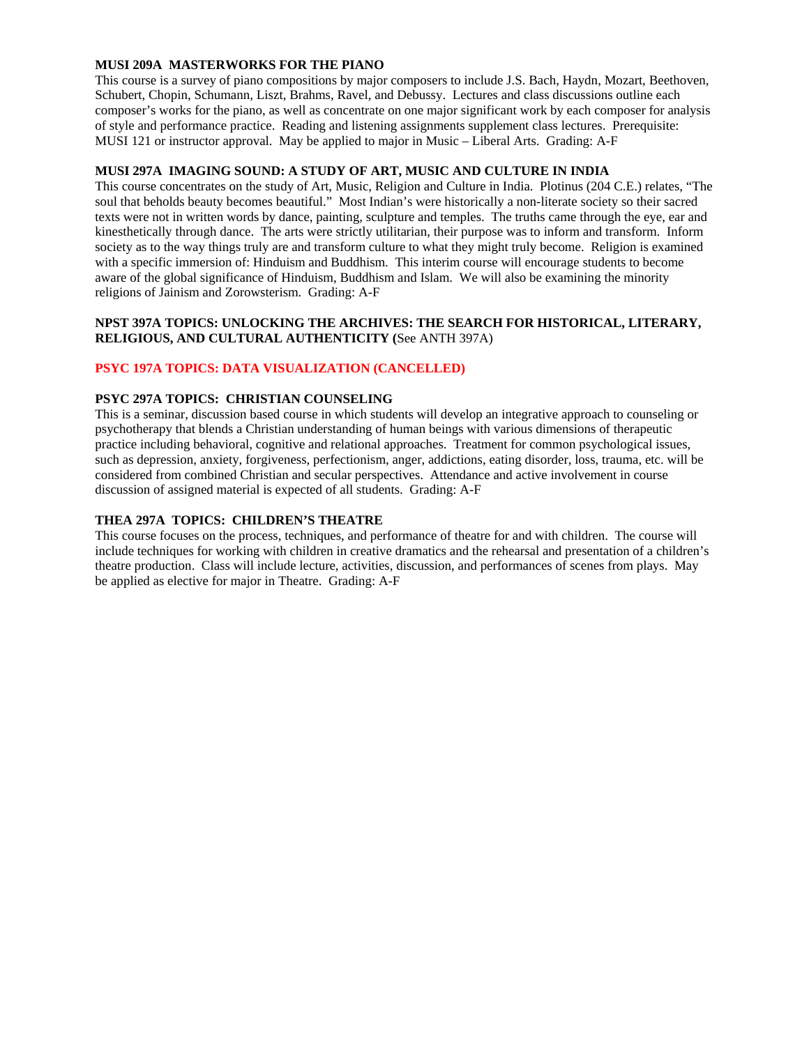**MUSI 209A MASTERWORKS FOR THE PIANO**

This course is a survey of piano compositions by major composers to include J.S. Bach, Haydn, Mozart, Beethoven, Schubert, Chopin, Schumann, Liszt, Brahms, Ravel, and Debussy. Lectures and class discussions outline each composer's works for the piano, as well as concentrate on one major significant work by each composer for analysis of style and performance practice. Reading and listening assignments supplement class lectures. Prerequisite: MUSI 121 or instructor approval. May be applied to major in Music – Liberal Arts. Grading: A-F

**MUSI 297A IMAGING SOUND: A STUDY OF ART, MUSIC AND CULTURE IN INDIA**

This course concentrates on the study of Art, Music, Religion and Culture in India. Plotinus (204 C.E.) relates, "The soul that beholds beauty becomes beautiful." Most Indian's were historically a non-literate society so their sacred texts were not in written words by dance, painting, sculpture and temples. The truths came through the eye, ear and kinesthetically through dance. The arts were strictly utilitarian, their purpose was to inform and transform. Inform society as to the way things truly are and transform culture to what they might truly become. Religion is examined with a specific immersion of: Hinduism and Buddhism. This interim course will encourage students to become aware of the global significance of Hinduism, Buddhism and Islam. We will also be examining the minority religions of Jainism and Zorowsterism. Grading: A-F

**NPST 397A TOPICS: UNLOCKING THE ARCHIVES: THE SEARCH FOR HISTORICAL, LITERARY, RELIGIOUS, AND CULTURAL AUTHENTICITY (**See ANTH 397A)

**PSYC 197A TOPICS: DATA VISUALIZATION (CANCELLED)**

**PSYC 297A TOPICS: CHRISTIAN COUNSELING**

This is a seminar, discussion based course in which students will develop an integrative approach to counseling or psychotherapy that blends a Christian understanding of human beings with various dimensions of therapeutic practice including behavioral, cognitive and relational approaches. Treatment for common psychological issues, such as depression, anxiety, forgiveness, perfectionism, anger, addictions, eating disorder, loss, trauma, etc. will be considered from combined Christian and secular perspectives. Attendance and active involvement in course discussion of assigned material is expected of all students. Grading: A-F

**THEA 297A TOPICS: CHILDREN'S THEATRE**

This course focuses on the process, techniques, and performance of theatre for and with children. The course will include techniques for working with children in creative dramatics and the rehearsal and presentation of a children's theatre production. Class will include lecture, activities, discussion, and performances of scenes from plays. May be applied as elective for major in Theatre. Grading: A-F